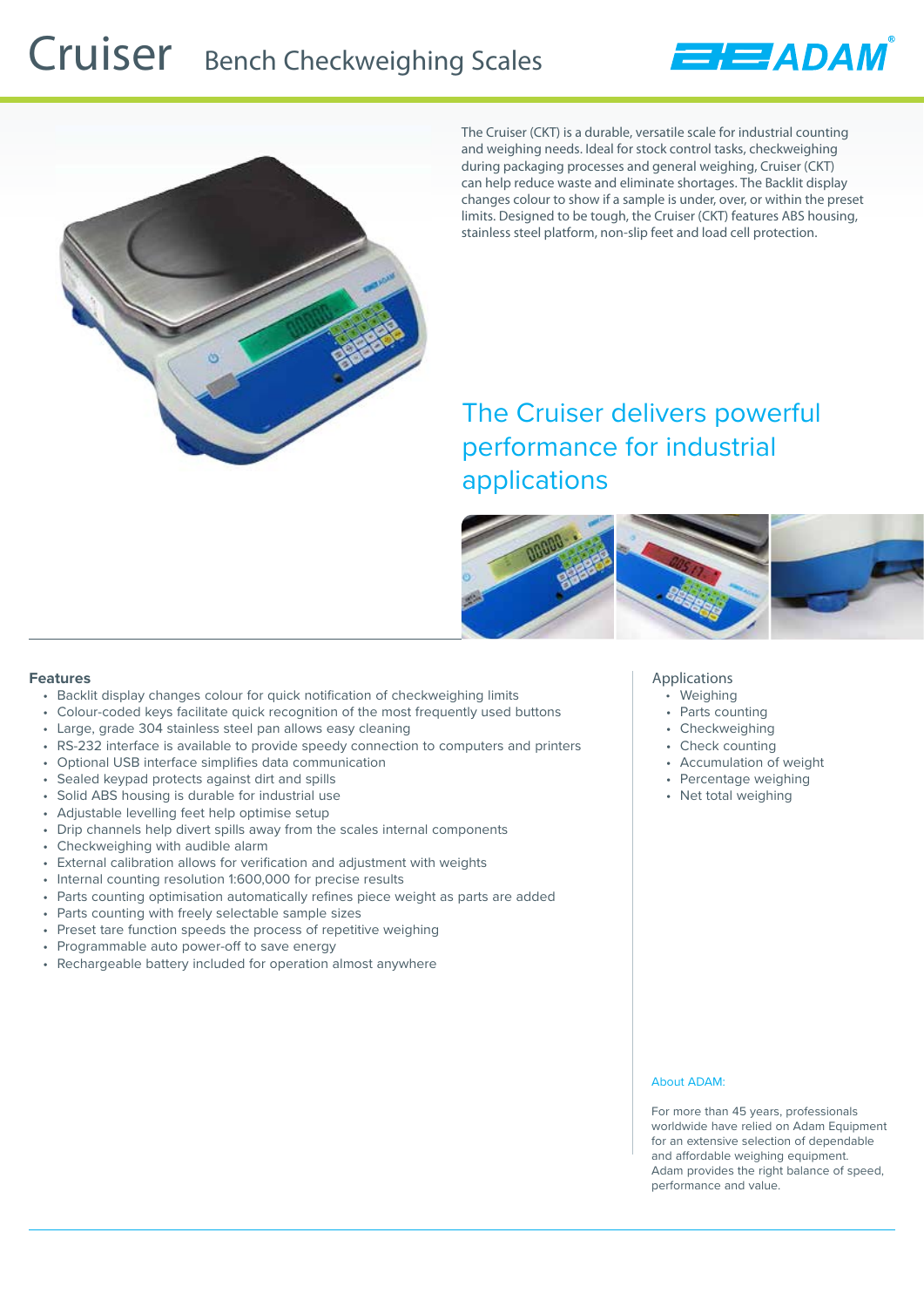# Cruiser Bench Checkweighing Scales

The Cruiser (CKT) is a durable, versatile scale for industrial counting and weighing needs. Ideal for stock control tasks, checkweighing during packaging processes and general weighing, Cruiser (CKT) can help reduce waste and eliminate shortages. The Backlit display changes colour to show if a sample is under, over, or within the preset limits. Designed to be tough, the Cruiser (CKT) features ABS housing, stainless steel platform, non-slip feet and load cell protection.

## The Cruiser delivers powerful performance for industrial applications

### Features

- Backlit display changes colour for quick notification of checkweighing limits
- Colour-coded keys facilitate quick recognition of the most frequently used buttons
- Large, grade 304 stainless steel pan allows easy cleaning
- RS-232 interface is available to provide speedy connection to computers and printers
- Optional USB interface simplifies data communication
- Sealed keypad protects against dirt and spills
- Solid ABS housing is durable for industrial use
- Adjustable levelling feet help optimise setup
- Drip channels help divert spills away from the scales internal components
- Checkweighing with audible alarm
- External calibration allows for verification and adjustment with weights
- Internal counting resolution 1:600,000 for precise results
- Parts counting optimisation automatically refines piece weight as parts are added
- Parts counting with freely selectable sample sizes
- Preset tare function speeds the process of repetitive weighing
- Programmable auto power-off to save energy
- Rechargeable battery included for operation almost anywhere

### Applications

- Weighing
- Parts counting
- Checkweighing
- Check counting
- Accumulation of weight
- Percentage weighing
- Net total weighing

About ADAM:

For more than 45 years, professionals worldwide have relied on Adam Equipment for an extensive selection of dependable and affordable weighing equipment. Adam provides the right balance of speed, performance and value.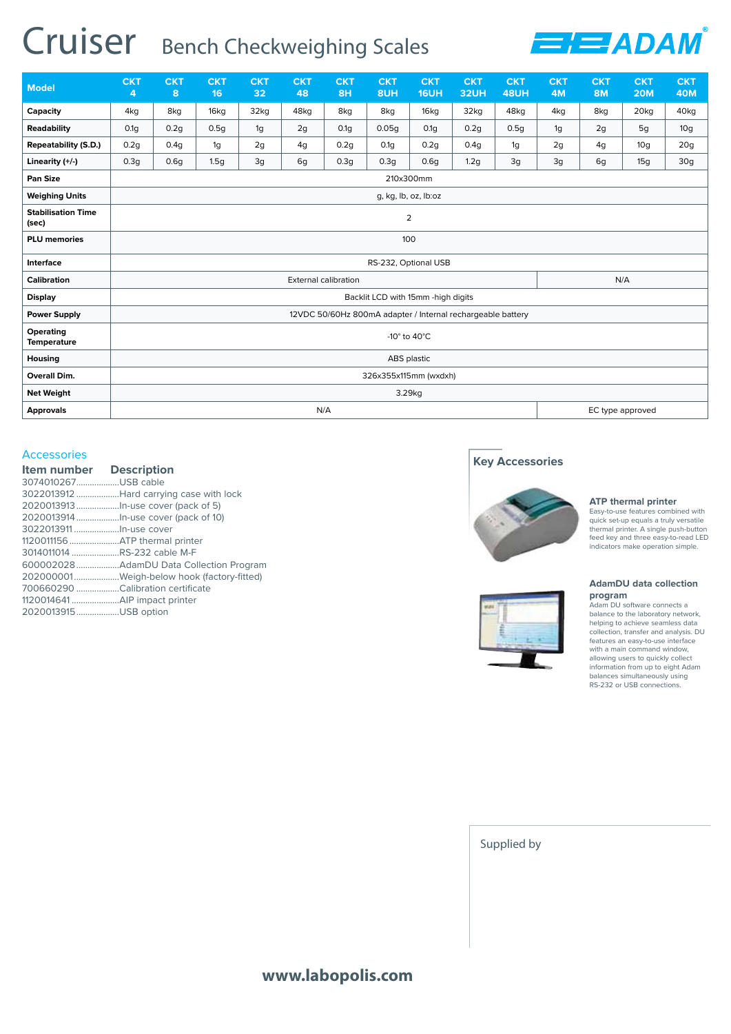# Cruiser Bench Checkweighing Scales

ADAM

| Model | CKT 4 | CKT 8 | CKT 16 | CKT 32 | CKT 48 | CKT 8H | CKT 8UH | CKT 16UH | CKT 32UH | CKT 48UH | CKT 4M | CKT 8M | CKT 20M | CKT 40M |
|---|---|---|---|---|---|---|---|---|---|---|---|---|---|---|
| **Capacity** | 4kg | 8kg | 16kg | 32kg | 48kg | 8kg | 8kg | 16kg | 32kg | 48kg | 4kg | 8kg | 20kg | 40kg |
| **Readability** | 0.1g | 0.2g | 0.5g | 1g | 2g | 0.1g | 0.05g | 0.1g | 0.2g | 0.5g | 1g | 2g | 5g | 10g |
| **Repeatability (S.D.)** | 0.2g | 0.4g | 1g | 2g | 4g | 0.2g | 0.1g | 0.2g | 0.4g | 1g | 2g | 4g | 10g | 20g |
| **Linearity (+/-)** | 0.3g | 0.6g | 1.5g | 3g | 6g | 0.3g | 0.3g | 0.6g | 1.2g | 3g | 3g | 6g | 15g | 30g |
| **Pan Size** | 210x300mm | | | | | | | | | | | | | |
| **Weighing Units** | g, kg, lb, oz, lb:oz | | | | | | | | | | | | | |
| **Stabilisation Time (sec)** | 2 | | | | | | | | | | | | | |
| **PLU memories** | 100 | | | | | | | | | | | | | |
| **Interface** | RS-232, Optional USB | | | | | | | | | | | | | |
| **Calibration** | External calibration | | | | | | | | | | N/A | | | |
| **Display** | Backlit LCD with 15mm -high digits | | | | | | | | | | | | | |
| **Power Supply** | 12VDC 50/60Hz 800mA adapter / Internal rechargeable battery | | | | | | | | | | | | | |
| **Operating Temperature** | -10° to 40°C | | | | | | | | | | | | | |
| **Housing** | ABS plastic | | | | | | | | | | | | | |
| **Overall Dim.** | 326x355x115mm (wxdxh) | | | | | | | | | | | | | |
| **Net Weight** | 3.29kg | | | | | | | | | | | | | |
| **Approvals** | N/A | | | | | | | | | | EC type approved | | | |

## Accessories

**Item number** — **Description**

- 3074010267 ....... USB cable
- 3022013912 ....... Hard carrying case with lock
- 2020013913 ....... In-use cover (pack of 5)
- 2020013914 ....... In-use cover (pack of 10)
- 3022013911 ....... In-use cover
- 1120011156 ....... ATP thermal printer
- 3014011014 ....... RS-232 cable M-F
- 600002028 ....... AdamDU Data Collection Program
- 202000001 ....... Weigh-below hook (factory-fitted)
- 700660290 ....... Calibration certificate
- 1120014641 ....... AIP impact printer
- 2020013915 ....... USB option

## Key Accessories

### ATP thermal printer

Easy-to-use features combined with quick set-up equals a truly versatile thermal printer. A single push-button feed key and three easy-to-read LED indicators make operation simple.

### AdamDU data collection program

Adam DU software connects a balance to the laboratory network, helping to achieve seamless data collection, transfer and analysis. DU features an easy-to-use interface with a main command window, allowing users to quickly collect information from up to eight Adam balances simultaneously using RS-232 or USB connections.

Supplied by

**www.labopolis.com**